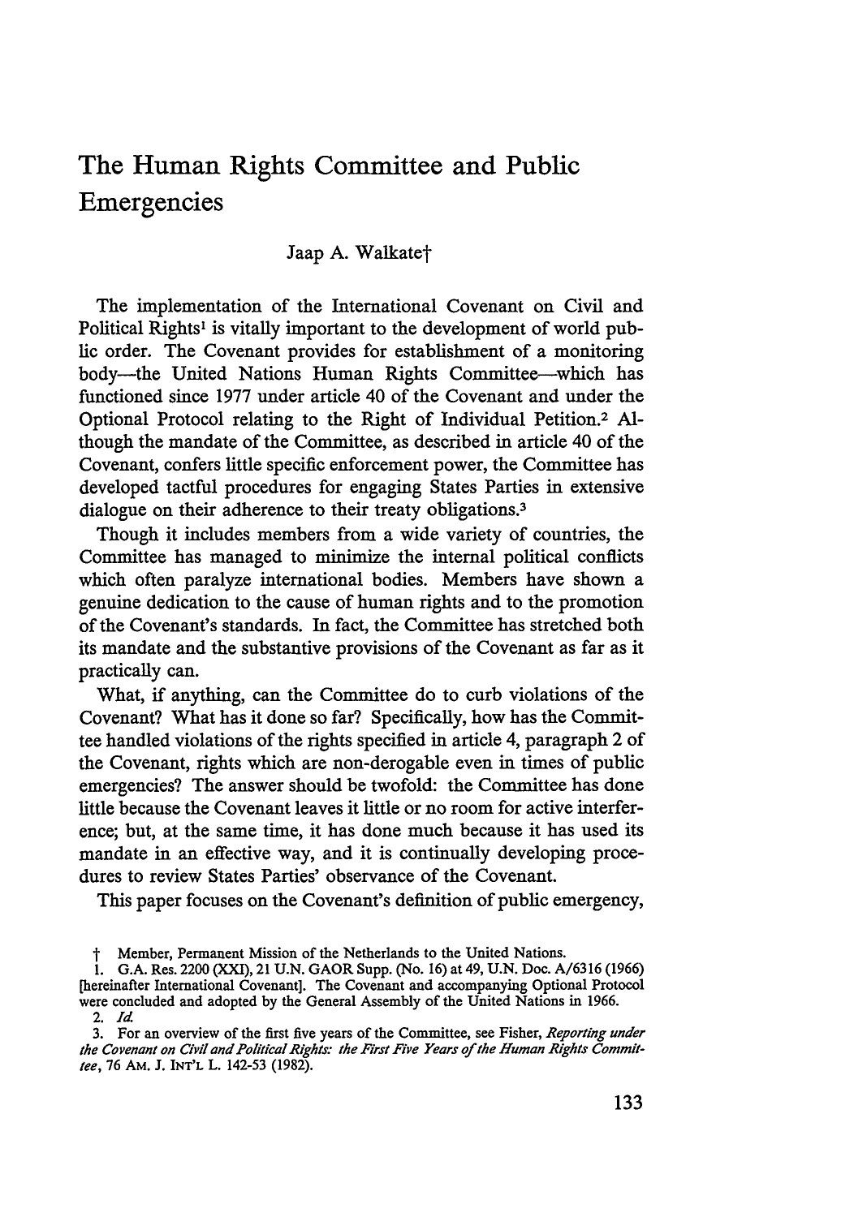# The Human Rights Committee and Public Emergencies

Jaap A. Walkate†

The implementation of the International Covenant on Civil and Political Rights[1] is vitally important to the development of world public order. The Covenant provides for establishment of a monitoring body—the United Nations Human Rights Committee—which has functioned since 1977 under article 40 of the Covenant and under the Optional Protocol relating to the Right of Individual Petition.[2] Although the mandate of the Committee, as described in article 40 of the Covenant, confers little specific enforcement power, the Committee has developed tactful procedures for engaging States Parties in extensive dialogue on their adherence to their treaty obligations.[3]

Though it includes members from a wide variety of countries, the Committee has managed to minimize the internal political conflicts which often paralyze international bodies. Members have shown a genuine dedication to the cause of human rights and to the promotion of the Covenant's standards. In fact, the Committee has stretched both its mandate and the substantive provisions of the Covenant as far as it practically can.

What, if anything, can the Committee do to curb violations of the Covenant? What has it done so far? Specifically, how has the Committee handled violations of the rights specified in article 4, paragraph 2 of the Covenant, rights which are non-derogable even in times of public emergencies? The answer should be twofold: the Committee has done little because the Covenant leaves it little or no room for active interference; but, at the same time, it has done much because it has used its mandate in an effective way, and it is continually developing procedures to review States Parties' observance of the Covenant.

This paper focuses on the Covenant's definition of public emergency,

---

† Member, Permanent Mission of the Netherlands to the United Nations.

1. G.A. Res. 2200 (XXI), 21 U.N. GAOR Supp. (No. 16) at 49, U.N. Doc. A/6316 (1966) [hereinafter International Covenant]. The Covenant and accompanying Optional Protocol were concluded and adopted by the General Assembly of the United Nations in 1966.

2. *Id.*

3. For an overview of the first five years of the Committee, see Fisher, *Reporting under the Covenant on Civil and Political Rights: the First Five Years of the Human Rights Committee*, 76 AM. J. INT'L L. 142-53 (1982).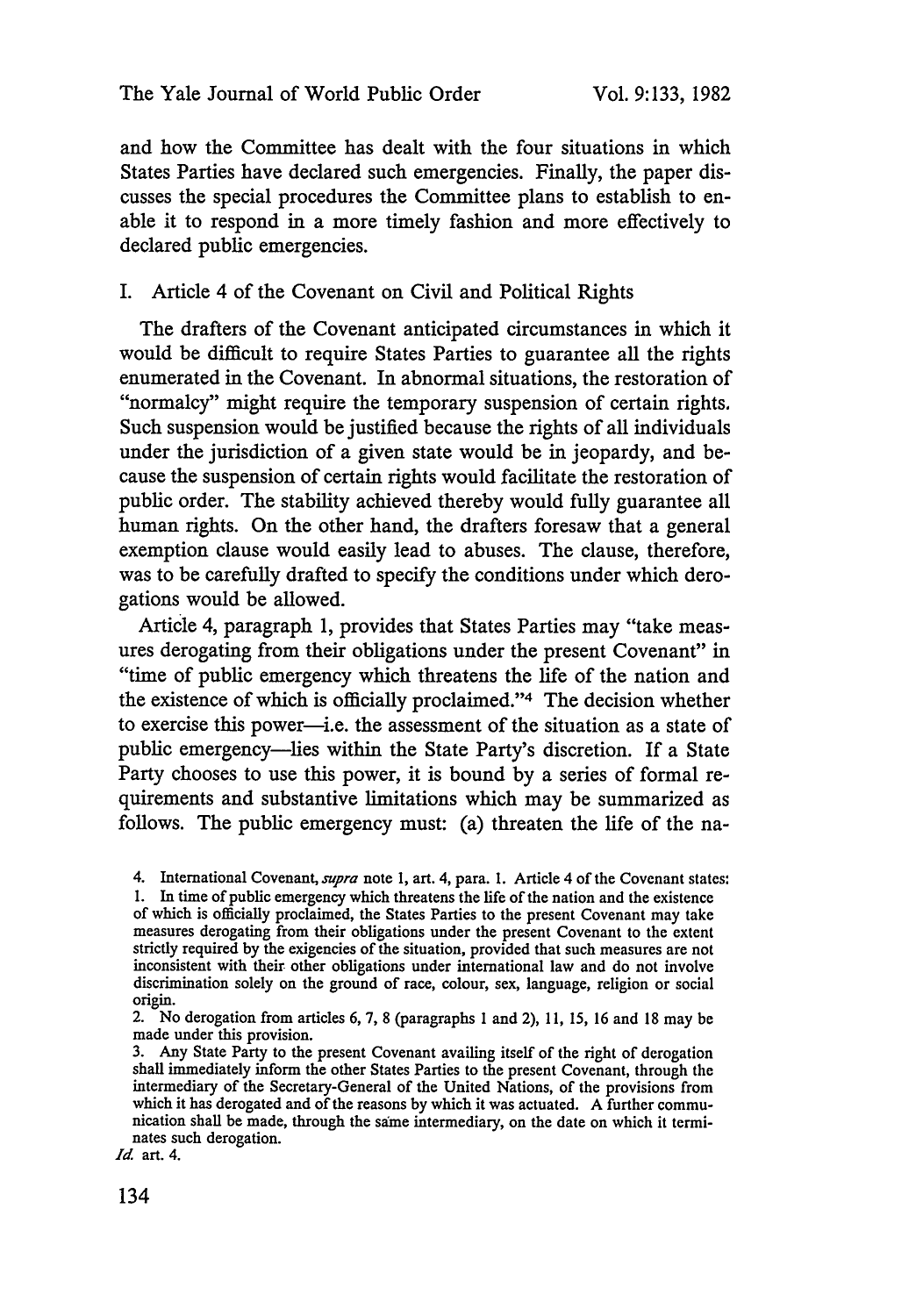and how the Committee has dealt with the four situations in which States Parties have declared such emergencies. Finally, the paper discusses the special procedures the Committee plans to establish to enable it to respond in a more timely fashion and more effectively to declared public emergencies.

## I. Article 4 of the Covenant on Civil and Political Rights

The drafters of the Covenant anticipated circumstances in which it would be difficult to require States Parties to guarantee all the rights enumerated in the Covenant. In abnormal situations, the restoration of "normalcy" might require the temporary suspension of certain rights. Such suspension would be justified because the rights of all individuals under the jurisdiction of a given state would be in jeopardy, and because the suspension of certain rights would facilitate the restoration of public order. The stability achieved thereby would fully guarantee all human rights. On the other hand, the drafters foresaw that a general exemption clause would easily lead to abuses. The clause, therefore, was to be carefully drafted to specify the conditions under which derogations would be allowed.

Article 4, paragraph 1, provides that States Parties may "take measures derogating from their obligations under the present Covenant" in "time of public emergency which threatens the life of the nation and the existence of which is officially proclaimed."[4] The decision whether to exercise this power—i.e. the assessment of the situation as a state of public emergency—lies within the State Party's discretion. If a State Party chooses to use this power, it is bound by a series of formal requirements and substantive limitations which may be summarized as follows. The public emergency must: (a) threaten the life of the na-

---

4. International Covenant, *supra* note 1, art. 4, para. 1. Article 4 of the Covenant states:

1. In time of public emergency which threatens the life of the nation and the existence of which is officially proclaimed, the States Parties to the present Covenant may take measures derogating from their obligations under the present Covenant to the extent strictly required by the exigencies of the situation, provided that such measures are not inconsistent with their other obligations under international law and do not involve discrimination solely on the ground of race, colour, sex, language, religion or social origin.
2. No derogation from articles 6, 7, 8 (paragraphs 1 and 2), 11, 15, 16 and 18 may be made under this provision.
3. Any State Party to the present Covenant availing itself of the right of derogation shall immediately inform the other States Parties to the present Covenant, through the intermediary of the Secretary-General of the United Nations, of the provisions from which it has derogated and of the reasons by which it was actuated. A further communication shall be made, through the same intermediary, on the date on which it terminates such derogation.

*Id.* art. 4.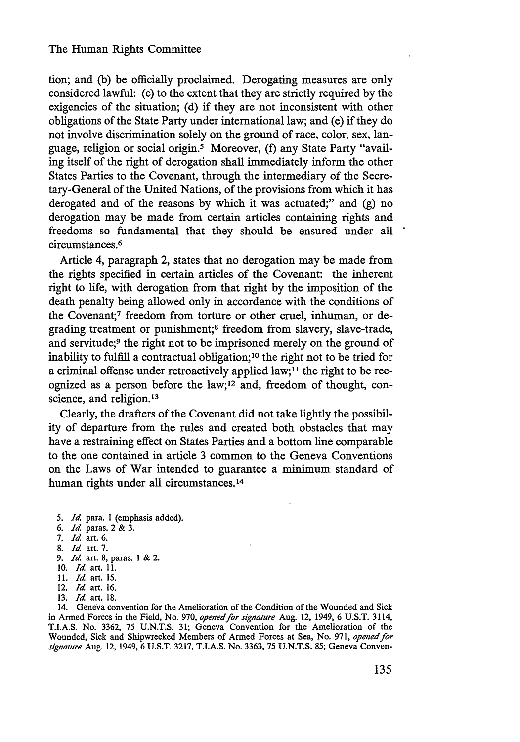tion; and (b) be officially proclaimed. Derogating measures are only considered lawful: (c) to the extent that they are strictly required by the exigencies of the situation; (d) if they are not inconsistent with other obligations of the State Party under international law; and (e) if they do not involve discrimination solely on the ground of race, color, sex, language, religion or social origin.[5] Moreover, (f) any State Party "availing itself of the right of derogation shall immediately inform the other States Parties to the Covenant, through the intermediary of the Secretary-General of the United Nations, of the provisions from which it has derogated and of the reasons by which it was actuated;" and (g) no derogation may be made from certain articles containing rights and freedoms so fundamental that they should be ensured under all circumstances.[6]

Article 4, paragraph 2, states that no derogation may be made from the rights specified in certain articles of the Covenant: the inherent right to life, with derogation from that right by the imposition of the death penalty being allowed only in accordance with the conditions of the Covenant;[7] freedom from torture or other cruel, inhuman, or degrading treatment or punishment;[8] freedom from slavery, slave-trade, and servitude;[9] the right not to be imprisoned merely on the ground of inability to fulfill a contractual obligation;[10] the right not to be tried for a criminal offense under retroactively applied law;[11] the right to be recognized as a person before the law;[12] and, freedom of thought, conscience, and religion.[13]

Clearly, the drafters of the Covenant did not take lightly the possibility of departure from the rules and created both obstacles that may have a restraining effect on States Parties and a bottom line comparable to the one contained in article 3 common to the Geneva Conventions on the Laws of War intended to guarantee a minimum standard of human rights under all circumstances.[14]

5. *Id.* para. 1 (emphasis added).
6. *Id.* paras. 2 & 3.
7. *Id.* art. 6.
8. *Id.* art. 7.
9. *Id.* art. 8, paras. 1 & 2.
10. *Id.* art. 11.
11. *Id.* art. 15.
12. *Id.* art. 16.
13. *Id.* art. 18.
14. Geneva convention for the Amelioration of the Condition of the Wounded and Sick in Armed Forces in the Field, No. 970, *opened for signature* Aug. 12, 1949, 6 U.S.T. 3114, T.I.A.S. No. 3362, 75 U.N.T.S. 31; Geneva Convention for the Amelioration of the Wounded, Sick and Shipwrecked Members of Armed Forces at Sea, No. 971, *opened for signature* Aug. 12, 1949, 6 U.S.T. 3217, T.I.A.S. No. 3363, 75 U.N.T.S. 85; Geneva Conven-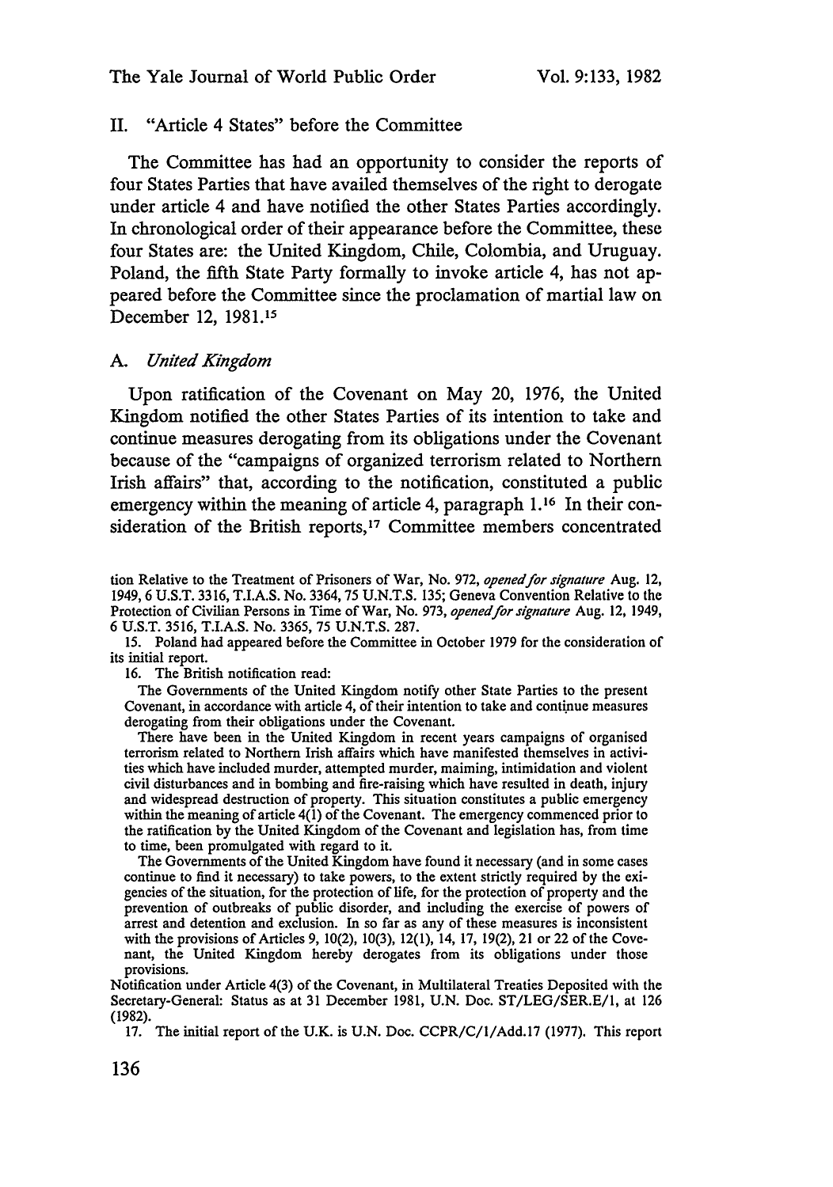## II. "Article 4 States" before the Committee

The Committee has had an opportunity to consider the reports of four States Parties that have availed themselves of the right to derogate under article 4 and have notified the other States Parties accordingly. In chronological order of their appearance before the Committee, these four States are: the United Kingdom, Chile, Colombia, and Uruguay. Poland, the fifth State Party formally to invoke article 4, has not appeared before the Committee since the proclamation of martial law on December 12, 1981.[15]

### A. *United Kingdom*

Upon ratification of the Covenant on May 20, 1976, the United Kingdom notified the other States Parties of its intention to take and continue measures derogating from its obligations under the Covenant because of the "campaigns of organized terrorism related to Northern Irish affairs" that, according to the notification, constituted a public emergency within the meaning of article 4, paragraph 1.[16] In their consideration of the British reports,[17] Committee members concentrated

---

tion Relative to the Treatment of Prisoners of War, No. 972, *opened for signature* Aug. 12, 1949, 6 U.S.T. 3316, T.I.A.S. No. 3364, 75 U.N.T.S. 135; Geneva Convention Relative to the Protection of Civilian Persons in Time of War, No. 973, *opened for signature* Aug. 12, 1949, 6 U.S.T. 3516, T.I.A.S. No. 3365, 75 U.N.T.S. 287.

15. Poland had appeared before the Committee in October 1979 for the consideration of its initial report.

16. The British notification read:

> The Governments of the United Kingdom notify other State Parties to the present Covenant, in accordance with article 4, of their intention to take and continue measures derogating from their obligations under the Covenant.
>
> There have been in the United Kingdom in recent years campaigns of organised terrorism related to Northern Irish affairs which have manifested themselves in activities which have included murder, attempted murder, maiming, intimidation and violent civil disturbances and in bombing and fire-raising which have resulted in death, injury and widespread destruction of property. This situation constitutes a public emergency within the meaning of article 4(1) of the Covenant. The emergency commenced prior to the ratification by the United Kingdom of the Covenant and legislation has, from time to time, been promulgated with regard to it.
>
> The Governments of the United Kingdom have found it necessary (and in some cases continue to find it necessary) to take powers, to the extent strictly required by the exigencies of the situation, for the protection of life, for the protection of property and the prevention of outbreaks of public disorder, and including the exercise of powers of arrest and detention and exclusion. In so far as any of these measures is inconsistent with the provisions of Articles 9, 10(2), 10(3), 12(1), 14, 17, 19(2), 21 or 22 of the Covenant, the United Kingdom hereby derogates from its obligations under those provisions.

Notification under Article 4(3) of the Covenant, in Multilateral Treaties Deposited with the Secretary-General: Status as at 31 December 1981, U.N. Doc. ST/LEG/SER.E/1, at 126 (1982).

17. The initial report of the U.K. is U.N. Doc. CCPR/C/1/Add.17 (1977). This report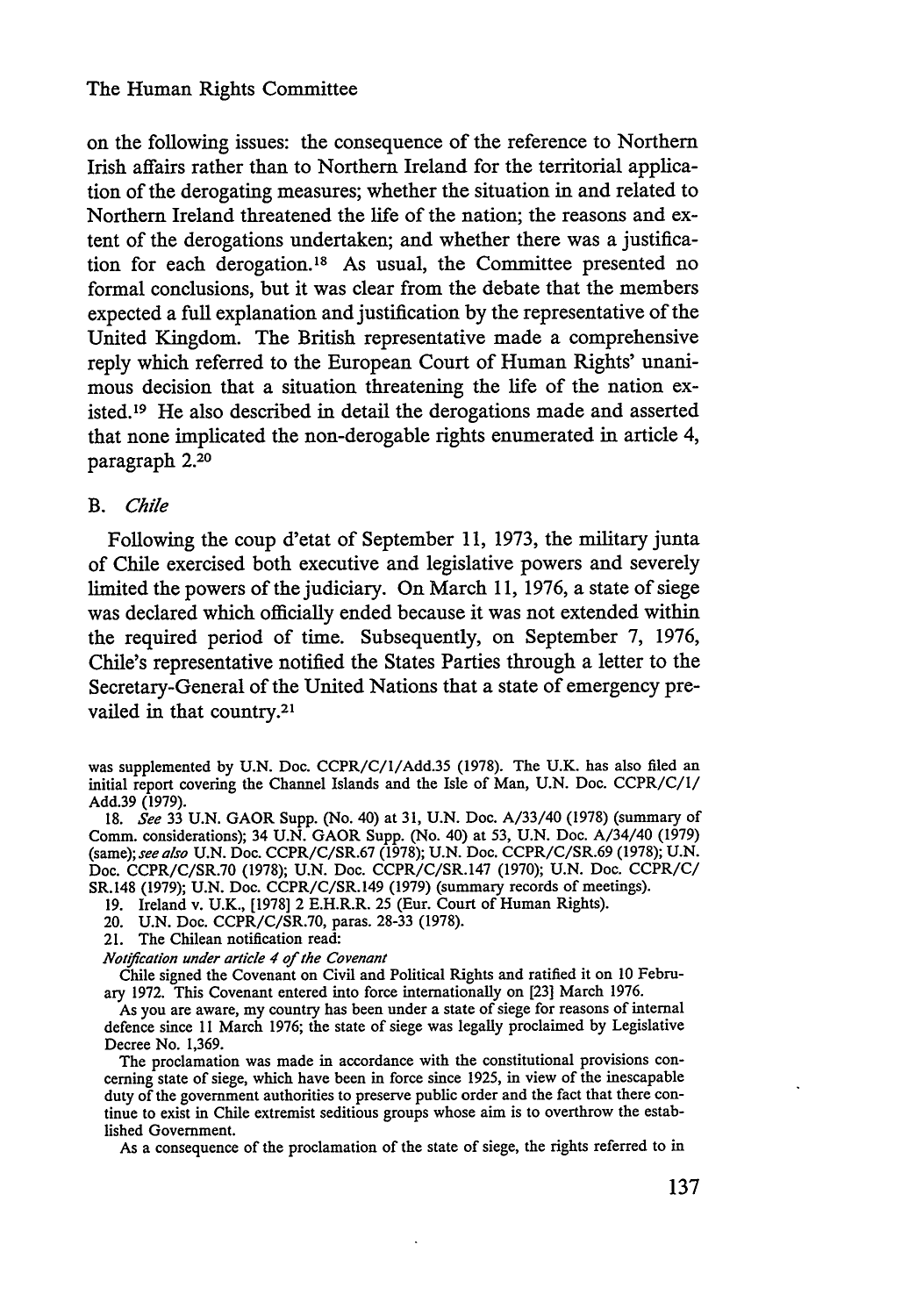on the following issues: the consequence of the reference to Northern Irish affairs rather than to Northern Ireland for the territorial application of the derogating measures; whether the situation in and related to Northern Ireland threatened the life of the nation; the reasons and extent of the derogations undertaken; and whether there was a justification for each derogation.[18] As usual, the Committee presented no formal conclusions, but it was clear from the debate that the members expected a full explanation and justification by the representative of the United Kingdom. The British representative made a comprehensive reply which referred to the European Court of Human Rights' unanimous decision that a situation threatening the life of the nation existed.[19] He also described in detail the derogations made and asserted that none implicated the non-derogable rights enumerated in article 4, paragraph 2.[20]

## B. *Chile*

Following the coup d'etat of September 11, 1973, the military junta of Chile exercised both executive and legislative powers and severely limited the powers of the judiciary. On March 11, 1976, a state of siege was declared which officially ended because it was not extended within the required period of time. Subsequently, on September 7, 1976, Chile's representative notified the States Parties through a letter to the Secretary-General of the United Nations that a state of emergency prevailed in that country.[21]

---

was supplemented by U.N. Doc. CCPR/C/1/Add.35 (1978). The U.K. has also filed an initial report covering the Channel Islands and the Isle of Man, U.N. Doc. CCPR/C/1/Add.39 (1979).

18. *See* 33 U.N. GAOR Supp. (No. 40) at 31, U.N. Doc. A/33/40 (1978) (summary of Comm. considerations); 34 U.N. GAOR Supp. (No. 40) at 53, U.N. Doc. A/34/40 (1979) (same); *see also* U.N. Doc. CCPR/C/SR.67 (1978); U.N. Doc. CCPR/C/SR.69 (1978); U.N. Doc. CCPR/C/SR.70 (1978); U.N. Doc. CCPR/C/SR.147 (1970); U.N. Doc. CCPR/C/SR.148 (1979); U.N. Doc. CCPR/C/SR.149 (1979) (summary records of meetings).

19. Ireland v. U.K., [1978] 2 E.H.R.R. 25 (Eur. Court of Human Rights).

20. U.N. Doc. CCPR/C/SR.70, paras. 28-33 (1978).

21. The Chilean notification read:

*Notification under article 4 of the Covenant*

Chile signed the Covenant on Civil and Political Rights and ratified it on 10 February 1972. This Covenant entered into force internationally on [23] March 1976.

As you are aware, my country has been under a state of siege for reasons of internal defence since 11 March 1976; the state of siege was legally proclaimed by Legislative Decree No. 1,369.

The proclamation was made in accordance with the constitutional provisions concerning state of siege, which have been in force since 1925, in view of the inescapable duty of the government authorities to preserve public order and the fact that there continue to exist in Chile extremist seditious groups whose aim is to overthrow the established Government.

As a consequence of the proclamation of the state of siege, the rights referred to in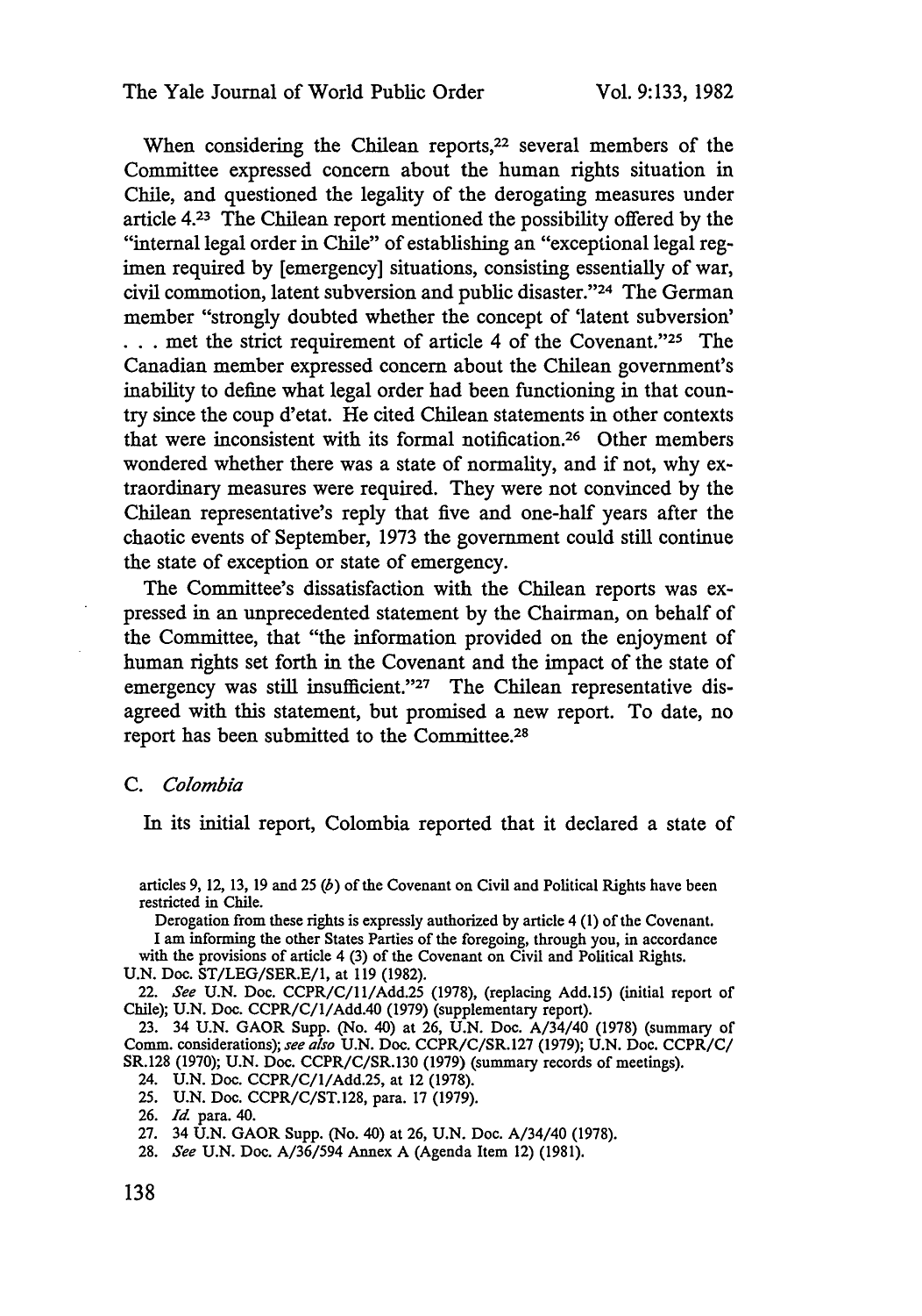When considering the Chilean reports,[22] several members of the Committee expressed concern about the human rights situation in Chile, and questioned the legality of the derogating measures under article 4.[23] The Chilean report mentioned the possibility offered by the "internal legal order in Chile" of establishing an "exceptional legal regimen required by [emergency] situations, consisting essentially of war, civil commotion, latent subversion and public disaster."[24] The German member "strongly doubted whether the concept of 'latent subversion' . . . met the strict requirement of article 4 of the Covenant."[25] The Canadian member expressed concern about the Chilean government's inability to define what legal order had been functioning in that country since the coup d'etat. He cited Chilean statements in other contexts that were inconsistent with its formal notification.[26] Other members wondered whether there was a state of normality, and if not, why extraordinary measures were required. They were not convinced by the Chilean representative's reply that five and one-half years after the chaotic events of September, 1973 the government could still continue the state of exception or state of emergency.

The Committee's dissatisfaction with the Chilean reports was expressed in an unprecedented statement by the Chairman, on behalf of the Committee, that "the information provided on the enjoyment of human rights set forth in the Covenant and the impact of the state of emergency was still insufficient."[27] The Chilean representative disagreed with this statement, but promised a new report. To date, no report has been submitted to the Committee.[28]

### C. *Colombia*

In its initial report, Colombia reported that it declared a state of

---

articles 9, 12, 13, 19 and 25 (*b*) of the Covenant on Civil and Political Rights have been restricted in Chile.

Derogation from these rights is expressly authorized by article 4 (1) of the Covenant.

I am informing the other States Parties of the foregoing, through you, in accordance with the provisions of article 4 (3) of the Covenant on Civil and Political Rights.

U.N. Doc. ST/LEG/SER.E/1, at 119 (1982).

22. *See* U.N. Doc. CCPR/C/11/Add.25 (1978), (replacing Add.15) (initial report of Chile); U.N. Doc. CCPR/C/1/Add.40 (1979) (supplementary report).

23. 34 U.N. GAOR Supp. (No. 40) at 26, U.N. Doc. A/34/40 (1978) (summary of Comm. considerations); *see also* U.N. Doc. CCPR/C/SR.127 (1979); U.N. Doc. CCPR/C/SR.128 (1970); U.N. Doc. CCPR/C/SR.130 (1979) (summary records of meetings).

24. U.N. Doc. CCPR/C/1/Add.25, at 12 (1978).

25. U.N. Doc. CCPR/C/ST.128, para. 17 (1979).

26. *Id.* para. 40.

27. 34 U.N. GAOR Supp. (No. 40) at 26, U.N. Doc. A/34/40 (1978).

28. *See* U.N. Doc. A/36/594 Annex A (Agenda Item 12) (1981).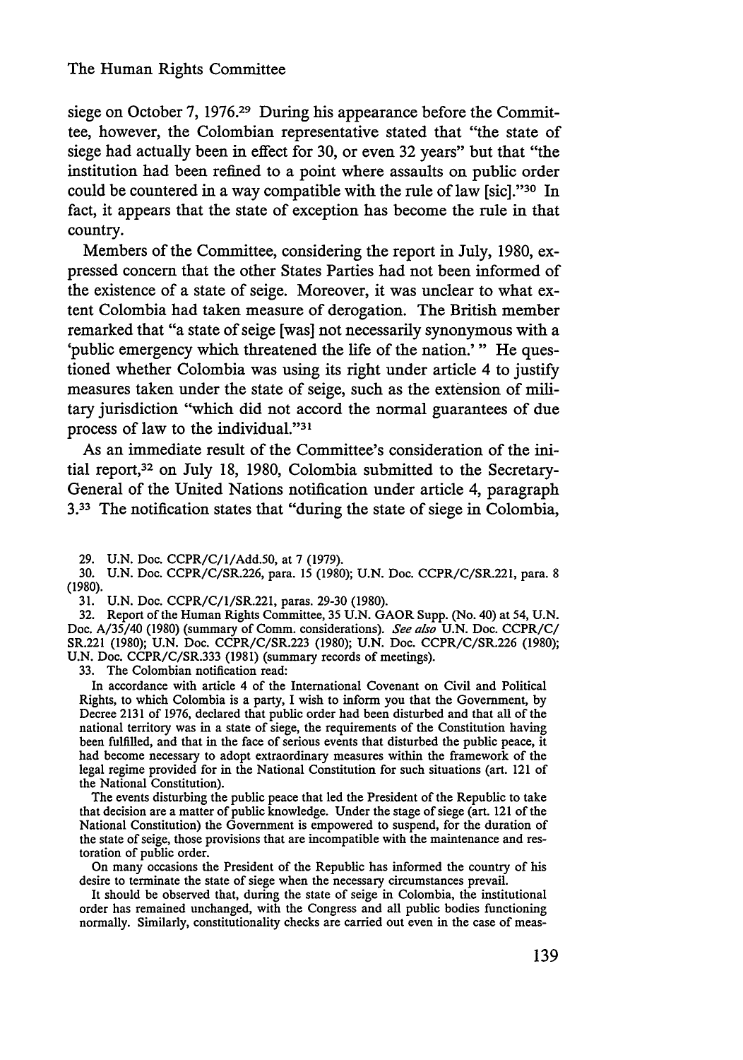siege on October 7, 1976.[29] During his appearance before the Committee, however, the Colombian representative stated that "the state of siege had actually been in effect for 30, or even 32 years" but that "the institution had been refined to a point where assaults on public order could be countered in a way compatible with the rule of law [sic]."[30] In fact, it appears that the state of exception has become the rule in that country.

Members of the Committee, considering the report in July, 1980, expressed concern that the other States Parties had not been informed of the existence of a state of seige. Moreover, it was unclear to what extent Colombia had taken measure of derogation. The British member remarked that "a state of seige [was] not necessarily synonymous with a 'public emergency which threatened the life of the nation.'" He questioned whether Colombia was using its right under article 4 to justify measures taken under the state of seige, such as the extension of military jurisdiction "which did not accord the normal guarantees of due process of law to the individual."[31]

As an immediate result of the Committee's consideration of the initial report,[32] on July 18, 1980, Colombia submitted to the Secretary-General of the United Nations notification under article 4, paragraph 3.[33] The notification states that "during the state of siege in Colombia,

---

29. U.N. Doc. CCPR/C/1/Add.50, at 7 (1979).

30. U.N. Doc. CCPR/C/SR.226, para. 15 (1980); U.N. Doc. CCPR/C/SR.221, para. 8 (1980).

31. U.N. Doc. CCPR/C/1/SR.221, paras. 29-30 (1980).

32. Report of the Human Rights Committee, 35 U.N. GAOR Supp. (No. 40) at 54, U.N. Doc. A/35/40 (1980) (summary of Comm. considerations). *See also* U.N. Doc. CCPR/C/SR.221 (1980); U.N. Doc. CCPR/C/SR.223 (1980); U.N. Doc. CCPR/C/SR.226 (1980); U.N. Doc. CCPR/C/SR.333 (1981) (summary records of meetings).

33. The Colombian notification read:

> In accordance with article 4 of the International Covenant on Civil and Political Rights, to which Colombia is a party, I wish to inform you that the Government, by Decree 2131 of 1976, declared that public order had been disturbed and that all of the national territory was in a state of siege, the requirements of the Constitution having been fulfilled, and that in the face of serious events that disturbed the public peace, it had become necessary to adopt extraordinary measures within the framework of the legal regime provided for in the National Constitution for such situations (art. 121 of the National Constitution).
>
> The events disturbing the public peace that led the President of the Republic to take that decision are a matter of public knowledge. Under the stage of siege (art. 121 of the National Constitution) the Government is empowered to suspend, for the duration of the state of seige, those provisions that are incompatible with the maintenance and restoration of public order.
>
> On many occasions the President of the Republic has informed the country of his desire to terminate the state of siege when the necessary circumstances prevail.
>
> It should be observed that, during the state of seige in Colombia, the institutional order has remained unchanged, with the Congress and all public bodies functioning normally. Similarly, constitutionality checks are carried out even in the case of meas-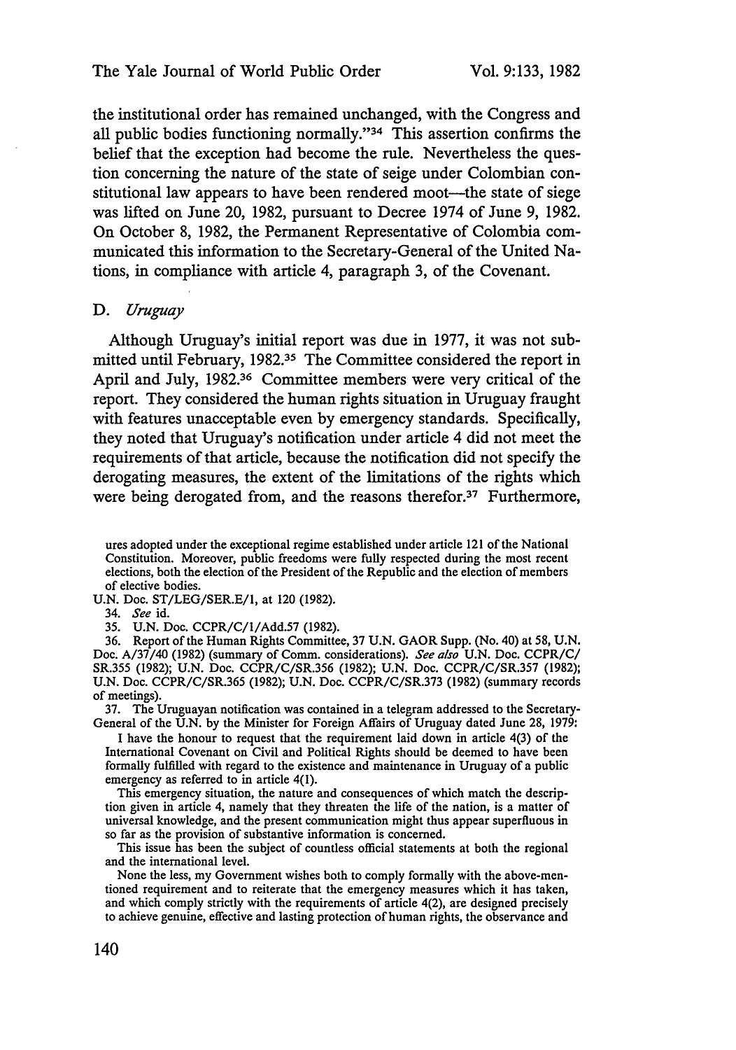the institutional order has remained unchanged, with the Congress and all public bodies functioning normally."[34] This assertion confirms the belief that the exception had become the rule. Nevertheless the question concerning the nature of the state of seige under Colombian constitutional law appears to have been rendered moot—the state of siege was lifted on June 20, 1982, pursuant to Decree 1974 of June 9, 1982. On October 8, 1982, the Permanent Representative of Colombia communicated this information to the Secretary-General of the United Nations, in compliance with article 4, paragraph 3, of the Covenant.

## D. *Uruguay*

Although Uruguay's initial report was due in 1977, it was not submitted until February, 1982.[35] The Committee considered the report in April and July, 1982.[36] Committee members were very critical of the report. They considered the human rights situation in Uruguay fraught with features unacceptable even by emergency standards. Specifically, they noted that Uruguay's notification under article 4 did not meet the requirements of that article, because the notification did not specify the derogating measures, the extent of the limitations of the rights which were being derogated from, and the reasons therefor.[37] Furthermore,

---

ures adopted under the exceptional regime established under article 121 of the National Constitution. Moreover, public freedoms were fully respected during the most recent elections, both the election of the President of the Republic and the election of members of elective bodies.

U.N. Doc. ST/LEG/SER.E/1, at 120 (1982).

34. *See* id.

35. U.N. Doc. CCPR/C/1/Add.57 (1982).

36. Report of the Human Rights Committee, 37 U.N. GAOR Supp. (No. 40) at 58, U.N. Doc. A/37/40 (1982) (summary of Comm. considerations). *See also* U.N. Doc. CCPR/C/SR.355 (1982); U.N. Doc. CCPR/C/SR.356 (1982); U.N. Doc. CCPR/C/SR.357 (1982); U.N. Doc. CCPR/C/SR.365 (1982); U.N. Doc. CCPR/C/SR.373 (1982) (summary records of meetings).

37. The Uruguayan notification was contained in a telegram addressed to the Secretary-General of the U.N. by the Minister for Foreign Affairs of Uruguay dated June 28, 1979:

> I have the honour to request that the requirement laid down in article 4(3) of the International Covenant on Civil and Political Rights should be deemed to have been formally fulfilled with regard to the existence and maintenance in Uruguay of a public emergency as referred to in article 4(1).
>
> This emergency situation, the nature and consequences of which match the description given in article 4, namely that they threaten the life of the nation, is a matter of universal knowledge, and the present communication might thus appear superfluous in so far as the provision of substantive information is concerned.
>
> This issue has been the subject of countless official statements at both the regional and the international level.
>
> None the less, my Government wishes both to comply formally with the above-mentioned requirement and to reiterate that the emergency measures which it has taken, and which comply strictly with the requirements of article 4(2), are designed precisely to achieve genuine, effective and lasting protection of human rights, the observance and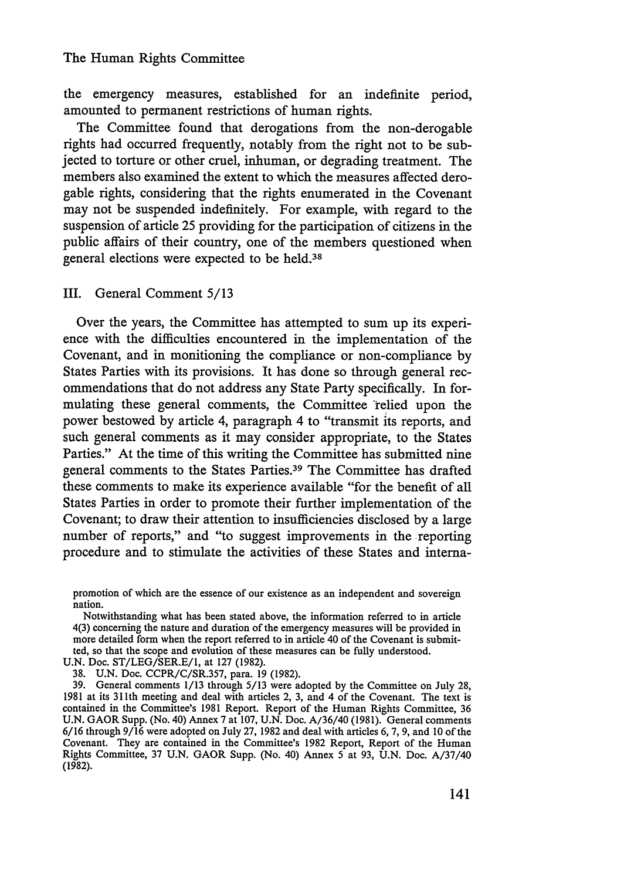the emergency measures, established for an indefinite period, amounted to permanent restrictions of human rights.

The Committee found that derogations from the non-derogable rights had occurred frequently, notably from the right not to be subjected to torture or other cruel, inhuman, or degrading treatment. The members also examined the extent to which the measures affected derogable rights, considering that the rights enumerated in the Covenant may not be suspended indefinitely. For example, with regard to the suspension of article 25 providing for the participation of citizens in the public affairs of their country, one of the members questioned when general elections were expected to be held.[38]

## III. General Comment 5/13

Over the years, the Committee has attempted to sum up its experience with the difficulties encountered in the implementation of the Covenant, and in monitioning the compliance or non-compliance by States Parties with its provisions. It has done so through general recommendations that do not address any State Party specifically. In formulating these general comments, the Committee relied upon the power bestowed by article 4, paragraph 4 to "transmit its reports, and such general comments as it may consider appropriate, to the States Parties." At the time of this writing the Committee has submitted nine general comments to the States Parties.[39] The Committee has drafted these comments to make its experience available "for the benefit of all States Parties in order to promote their further implementation of the Covenant; to draw their attention to insufficiencies disclosed by a large number of reports," and "to suggest improvements in the reporting procedure and to stimulate the activities of these States and interna-

---

promotion of which are the essence of our existence as an independent and sovereign nation.

Notwithstanding what has been stated above, the information referred to in article 4(3) concerning the nature and duration of the emergency measures will be provided in more detailed form when the report referred to in article 40 of the Covenant is submitted, so that the scope and evolution of these measures can be fully understood.

U.N. Doc. ST/LEG/SER.E/1, at 127 (1982).

38. U.N. Doc. CCPR/C/SR.357, para. 19 (1982).

39. General comments 1/13 through 5/13 were adopted by the Committee on July 28, 1981 at its 311th meeting and deal with articles 2, 3, and 4 of the Covenant. The text is contained in the Committee's 1981 Report. Report of the Human Rights Committee, 36 U.N. GAOR Supp. (No. 40) Annex 7 at 107, U.N. Doc. A/36/40 (1981). General comments 6/16 through 9/16 were adopted on July 27, 1982 and deal with articles 6, 7, 9, and 10 of the Covenant. They are contained in the Committee's 1982 Report, Report of the Human Rights Committee, 37 U.N. GAOR Supp. (No. 40) Annex 5 at 93, U.N. Doc. A/37/40 (1982).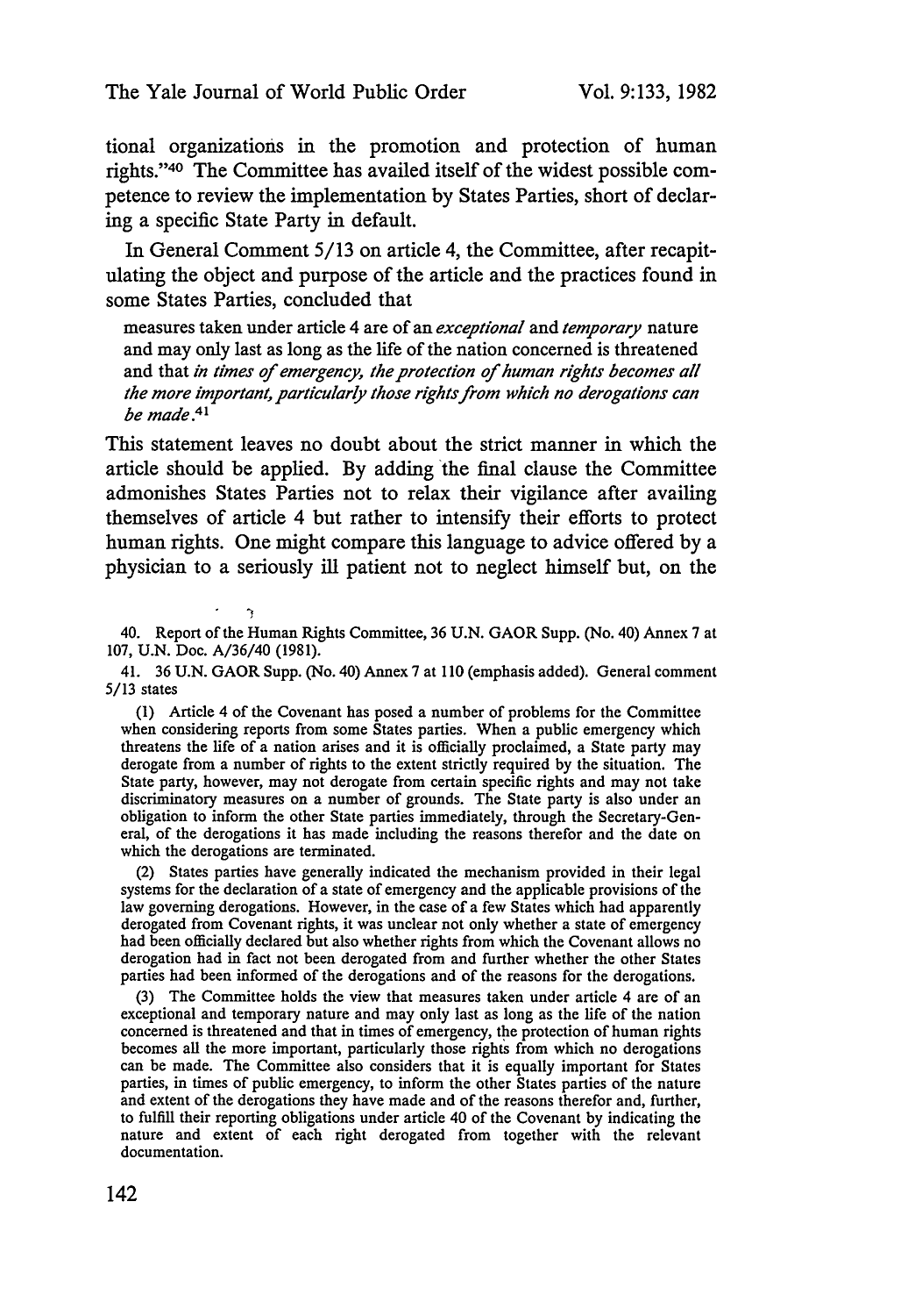tional organizations in the promotion and protection of human rights."[40] The Committee has availed itself of the widest possible competence to review the implementation by States Parties, short of declaring a specific State Party in default.

In General Comment 5/13 on article 4, the Committee, after recapitulating the object and purpose of the article and the practices found in some States Parties, concluded that

> measures taken under article 4 are of an *exceptional* and *temporary* nature and may only last as long as the life of the nation concerned is threatened and that *in times of emergency, the protection of human rights becomes all the more important, particularly those rights from which no derogations can be made*.[41]

This statement leaves no doubt about the strict manner in which the article should be applied. By adding the final clause the Committee admonishes States Parties not to relax their vigilance after availing themselves of article 4 but rather to intensify their efforts to protect human rights. One might compare this language to advice offered by a physician to a seriously ill patient not to neglect himself but, on the

---

40. Report of the Human Rights Committee, 36 U.N. GAOR Supp. (No. 40) Annex 7 at 107, U.N. Doc. A/36/40 (1981).

41. 36 U.N. GAOR Supp. (No. 40) Annex 7 at 110 (emphasis added). General comment 5/13 states

> (1) Article 4 of the Covenant has posed a number of problems for the Committee when considering reports from some States parties. When a public emergency which threatens the life of a nation arises and it is officially proclaimed, a State party may derogate from a number of rights to the extent strictly required by the situation. The State party, however, may not derogate from certain specific rights and may not take discriminatory measures on a number of grounds. The State party is also under an obligation to inform the other State parties immediately, through the Secretary-General, of the derogations it has made including the reasons therefor and the date on which the derogations are terminated.
>
> (2) States parties have generally indicated the mechanism provided in their legal systems for the declaration of a state of emergency and the applicable provisions of the law governing derogations. However, in the case of a few States which had apparently derogated from Covenant rights, it was unclear not only whether a state of emergency had been officially declared but also whether rights from which the Covenant allows no derogation had in fact not been derogated from and further whether the other States parties had been informed of the derogations and of the reasons for the derogations.
>
> (3) The Committee holds the view that measures taken under article 4 are of an exceptional and temporary nature and may only last as long as the life of the nation concerned is threatened and that in times of emergency, the protection of human rights becomes all the more important, particularly those rights from which no derogations can be made. The Committee also considers that it is equally important for States parties, in times of public emergency, to inform the other States parties of the nature and extent of the derogations they have made and of the reasons therefor and, further, to fulfill their reporting obligations under article 40 of the Covenant by indicating the nature and extent of each right derogated from together with the relevant documentation.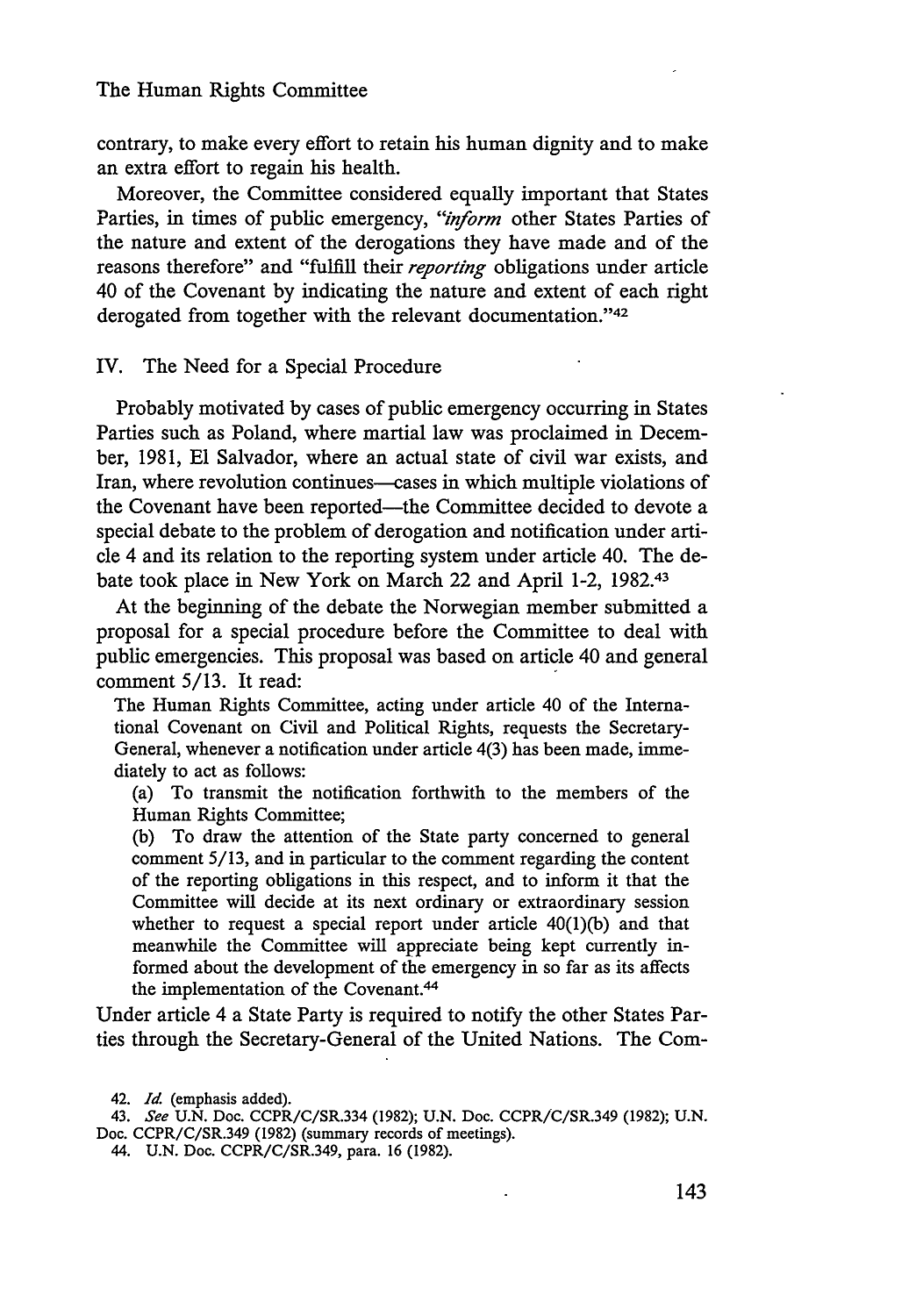contrary, to make every effort to retain his human dignity and to make an extra effort to regain his health.

Moreover, the Committee considered equally important that States Parties, in times of public emergency, "*inform* other States Parties of the nature and extent of the derogations they have made and of the reasons therefore" and "fulfill their *reporting* obligations under article 40 of the Covenant by indicating the nature and extent of each right derogated from together with the relevant documentation."[42]

## IV. The Need for a Special Procedure

Probably motivated by cases of public emergency occurring in States Parties such as Poland, where martial law was proclaimed in December, 1981, El Salvador, where an actual state of civil war exists, and Iran, where revolution continues—cases in which multiple violations of the Covenant have been reported—the Committee decided to devote a special debate to the problem of derogation and notification under article 4 and its relation to the reporting system under article 40. The debate took place in New York on March 22 and April 1-2, 1982.[43]

At the beginning of the debate the Norwegian member submitted a proposal for a special procedure before the Committee to deal with public emergencies. This proposal was based on article 40 and general comment 5/13. It read:

> The Human Rights Committee, acting under article 40 of the International Covenant on Civil and Political Rights, requests the Secretary-General, whenever a notification under article 4(3) has been made, immediately to act as follows:
>
> (a) To transmit the notification forthwith to the members of the Human Rights Committee;
>
> (b) To draw the attention of the State party concerned to general comment 5/13, and in particular to the comment regarding the content of the reporting obligations in this respect, and to inform it that the Committee will decide at its next ordinary or extraordinary session whether to request a special report under article 40(1)(b) and that meanwhile the Committee will appreciate being kept currently informed about the development of the emergency in so far as its affects the implementation of the Covenant.[44]

Under article 4 a State Party is required to notify the other States Parties through the Secretary-General of the United Nations. The Com-

---

42. *Id.* (emphasis added).

43. *See* U.N. Doc. CCPR/C/SR.334 (1982); U.N. Doc. CCPR/C/SR.349 (1982); U.N. Doc. CCPR/C/SR.349 (1982) (summary records of meetings).

44. U.N. Doc. CCPR/C/SR.349, para. 16 (1982).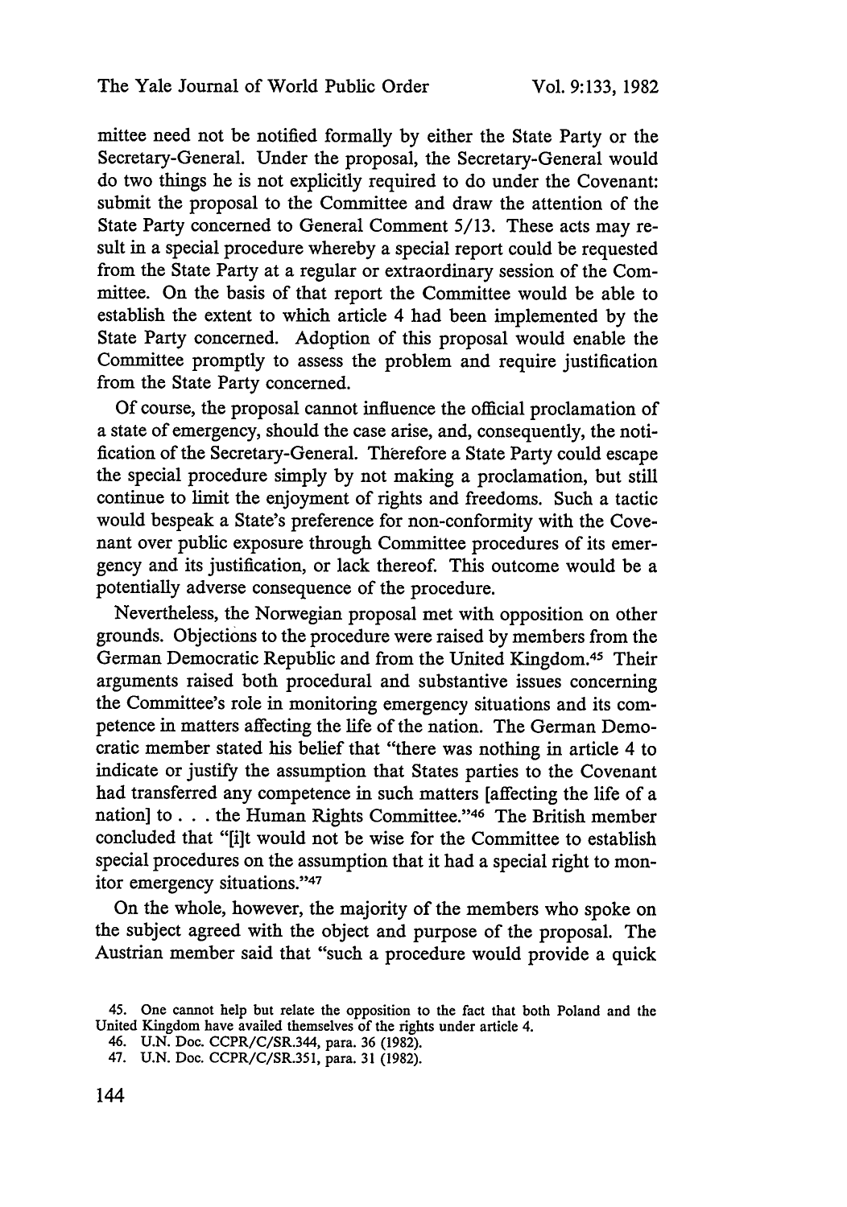mittee need not be notified formally by either the State Party or the Secretary-General. Under the proposal, the Secretary-General would do two things he is not explicitly required to do under the Covenant: submit the proposal to the Committee and draw the attention of the State Party concerned to General Comment 5/13. These acts may result in a special procedure whereby a special report could be requested from the State Party at a regular or extraordinary session of the Committee. On the basis of that report the Committee would be able to establish the extent to which article 4 had been implemented by the State Party concerned. Adoption of this proposal would enable the Committee promptly to assess the problem and require justification from the State Party concerned.

Of course, the proposal cannot influence the official proclamation of a state of emergency, should the case arise, and, consequently, the notification of the Secretary-General. Therefore a State Party could escape the special procedure simply by not making a proclamation, but still continue to limit the enjoyment of rights and freedoms. Such a tactic would bespeak a State's preference for non-conformity with the Covenant over public exposure through Committee procedures of its emergency and its justification, or lack thereof. This outcome would be a potentially adverse consequence of the procedure.

Nevertheless, the Norwegian proposal met with opposition on other grounds. Objections to the procedure were raised by members from the German Democratic Republic and from the United Kingdom.[45] Their arguments raised both procedural and substantive issues concerning the Committee's role in monitoring emergency situations and its competence in matters affecting the life of the nation. The German Democratic member stated his belief that "there was nothing in article 4 to indicate or justify the assumption that States parties to the Covenant had transferred any competence in such matters [affecting the life of a nation] to . . . the Human Rights Committee."[46] The British member concluded that "[i]t would not be wise for the Committee to establish special procedures on the assumption that it had a special right to monitor emergency situations."[47]

On the whole, however, the majority of the members who spoke on the subject agreed with the object and purpose of the proposal. The Austrian member said that "such a procedure would provide a quick

---

45. One cannot help but relate the opposition to the fact that both Poland and the United Kingdom have availed themselves of the rights under article 4.

46. U.N. Doc. CCPR/C/SR.344, para. 36 (1982).

47. U.N. Doc. CCPR/C/SR.351, para. 31 (1982).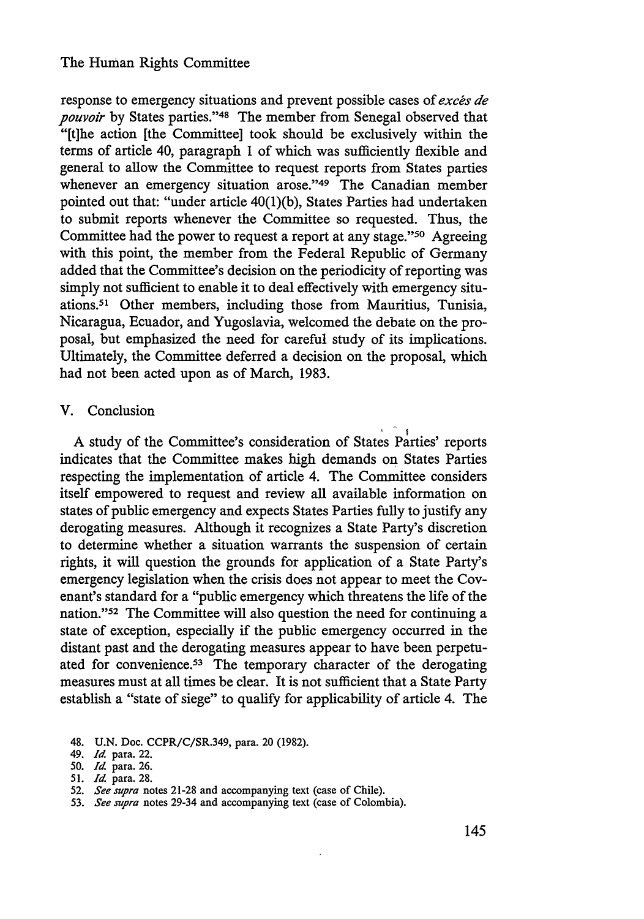response to emergency situations and prevent possible cases of *excès de pouvoir* by States parties."[48] The member from Senegal observed that "[t]he action [the Committee] took should be exclusively within the terms of article 40, paragraph 1 of which was sufficiently flexible and general to allow the Committee to request reports from States parties whenever an emergency situation arose."[49] The Canadian member pointed out that: "under article 40(1)(b), States Parties had undertaken to submit reports whenever the Committee so requested. Thus, the Committee had the power to request a report at any stage."[50] Agreeing with this point, the member from the Federal Republic of Germany added that the Committee's decision on the periodicity of reporting was simply not sufficient to enable it to deal effectively with emergency situations.[51] Other members, including those from Mauritius, Tunisia, Nicaragua, Ecuador, and Yugoslavia, welcomed the debate on the proposal, but emphasized the need for careful study of its implications. Ultimately, the Committee deferred a decision on the proposal, which had not been acted upon as of March, 1983.

## V. Conclusion

A study of the Committee's consideration of States Parties' reports indicates that the Committee makes high demands on States Parties respecting the implementation of article 4. The Committee considers itself empowered to request and review all available information on states of public emergency and expects States Parties fully to justify any derogating measures. Although it recognizes a State Party's discretion to determine whether a situation warrants the suspension of certain rights, it will question the grounds for application of a State Party's emergency legislation when the crisis does not appear to meet the Covenant's standard for a "public emergency which threatens the life of the nation."[52] The Committee will also question the need for continuing a state of exception, especially if the public emergency occurred in the distant past and the derogating measures appear to have been perpetuated for convenience.[53] The temporary character of the derogating measures must at all times be clear. It is not sufficient that a State Party establish a "state of siege" to qualify for applicability of article 4. The

48. U.N. Doc. CCPR/C/SR.349, para. 20 (1982).
49. *Id.* para. 22.
50. *Id.* para. 26.
51. *Id.* para. 28.
52. *See supra* notes 21-28 and accompanying text (case of Chile).
53. *See supra* notes 29-34 and accompanying text (case of Colombia).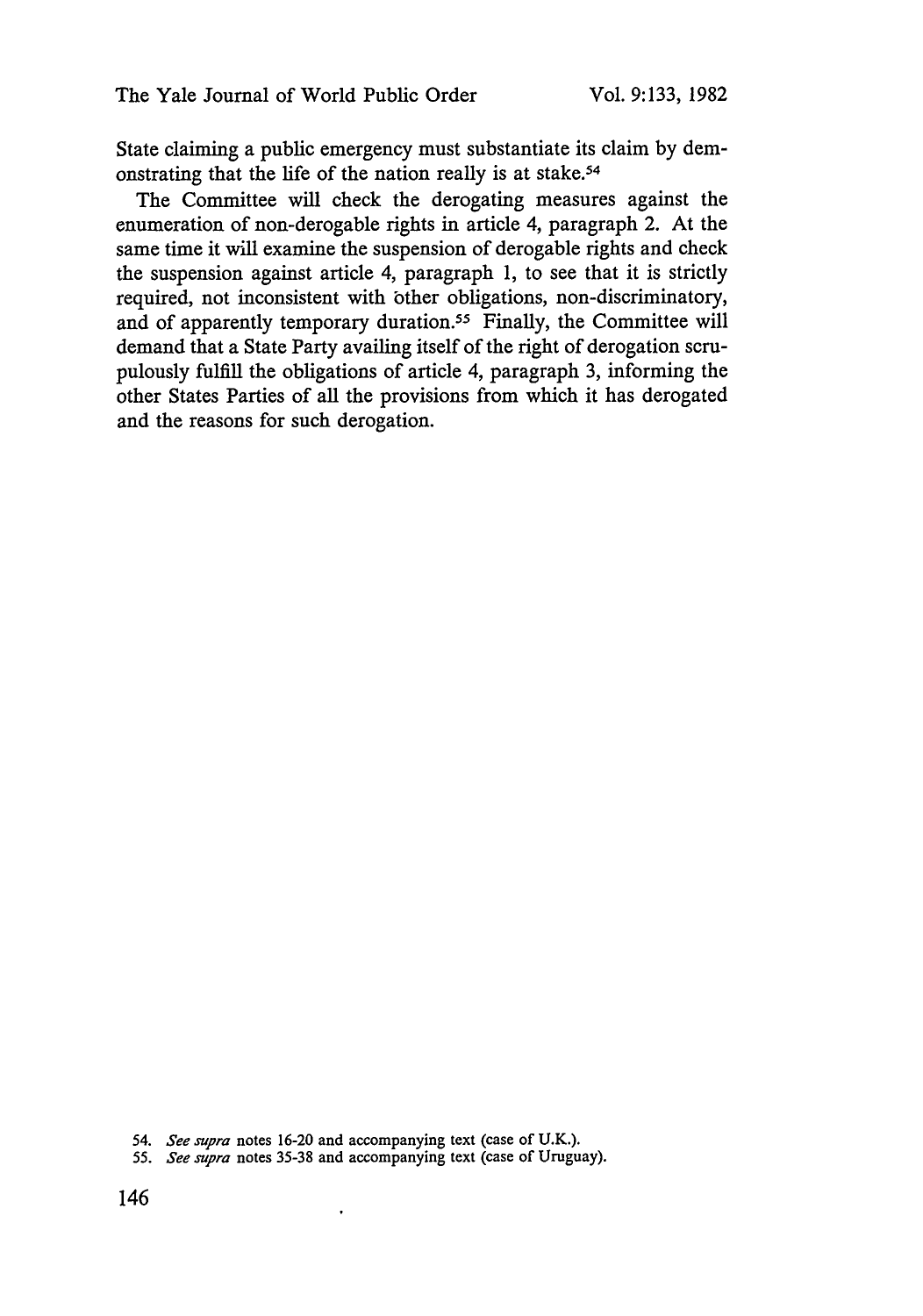State claiming a public emergency must substantiate its claim by demonstrating that the life of the nation really is at stake.[54]

The Committee will check the derogating measures against the enumeration of non-derogable rights in article 4, paragraph 2. At the same time it will examine the suspension of derogable rights and check the suspension against article 4, paragraph 1, to see that it is strictly required, not inconsistent with other obligations, non-discriminatory, and of apparently temporary duration.[55] Finally, the Committee will demand that a State Party availing itself of the right of derogation scrupulously fulfill the obligations of article 4, paragraph 3, informing the other States Parties of all the provisions from which it has derogated and the reasons for such derogation.

54. *See supra* notes 16-20 and accompanying text (case of U.K.).

55. *See supra* notes 35-38 and accompanying text (case of Uruguay).